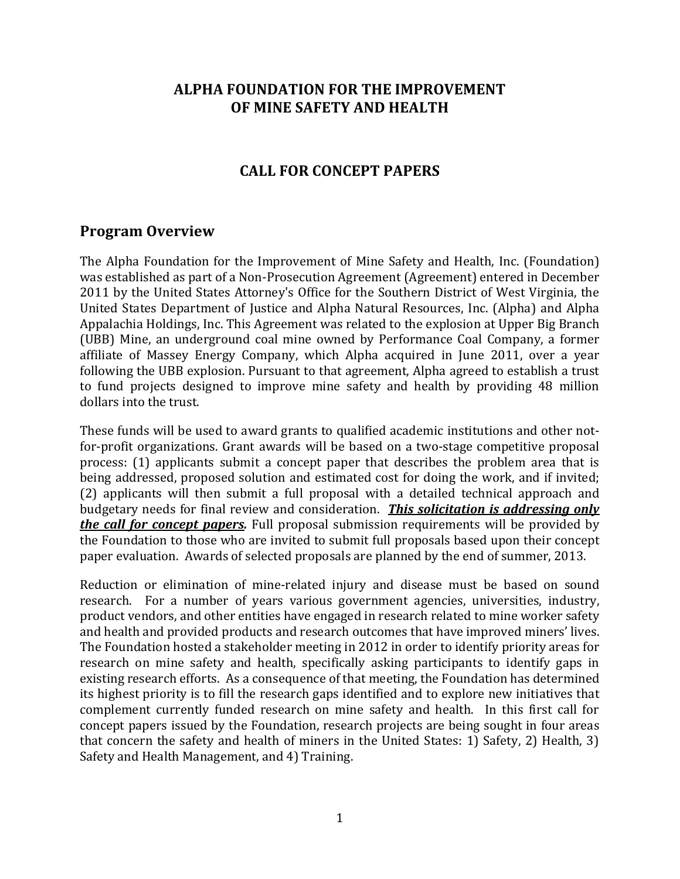# ALPHA FOUNDATION FOR THE IMPROVEMENT OF MINE SAFETY AND HEALTH

# CALL FOR CONCEPT PAPERS

## Program Overview

The Alpha Foundation for the Improvement of Mine Safety and Health, Inc. (Foundation) was established as part of a Non-Prosecution Agreement (Agreement) entered in December 2011 by the United States Attorney's Office for the Southern District of West Virginia, the United States Department of Justice and Alpha Natural Resources, Inc. (Alpha) and Alpha Appalachia Holdings, Inc. This Agreement was related to the explosion at Upper Big Branch (UBB) Mine, an underground coal mine owned by Performance Coal Company, a former affiliate of Massey Energy Company, which Alpha acquired in June 2011, over a year following the UBB explosion. Pursuant to that agreement, Alpha agreed to establish a trust to fund projects designed to improve mine safety and health by providing 48 million dollars into the trust.

These funds will be used to award grants to qualified academic institutions and other not-for-profit organizations. Grant awards will be based on a two-stage competitive proposal process: (1) applicants submit a concept paper that describes the problem area that is being addressed, proposed solution and estimated cost for doing the work, and if invited; (2) applicants will then submit a full proposal with a detailed technical approach and budgetary needs for final review and consideration. ***This solicitation is addressing only the call for concept papers.*** Full proposal submission requirements will be provided by the Foundation to those who are invited to submit full proposals based upon their concept paper evaluation. Awards of selected proposals are planned by the end of summer, 2013.

Reduction or elimination of mine-related injury and disease must be based on sound research. For a number of years various government agencies, universities, industry, product vendors, and other entities have engaged in research related to mine worker safety and health and provided products and research outcomes that have improved miners' lives. The Foundation hosted a stakeholder meeting in 2012 in order to identify priority areas for research on mine safety and health, specifically asking participants to identify gaps in existing research efforts. As a consequence of that meeting, the Foundation has determined its highest priority is to fill the research gaps identified and to explore new initiatives that complement currently funded research on mine safety and health. In this first call for concept papers issued by the Foundation, research projects are being sought in four areas that concern the safety and health of miners in the United States: 1) Safety, 2) Health, 3) Safety and Health Management, and 4) Training.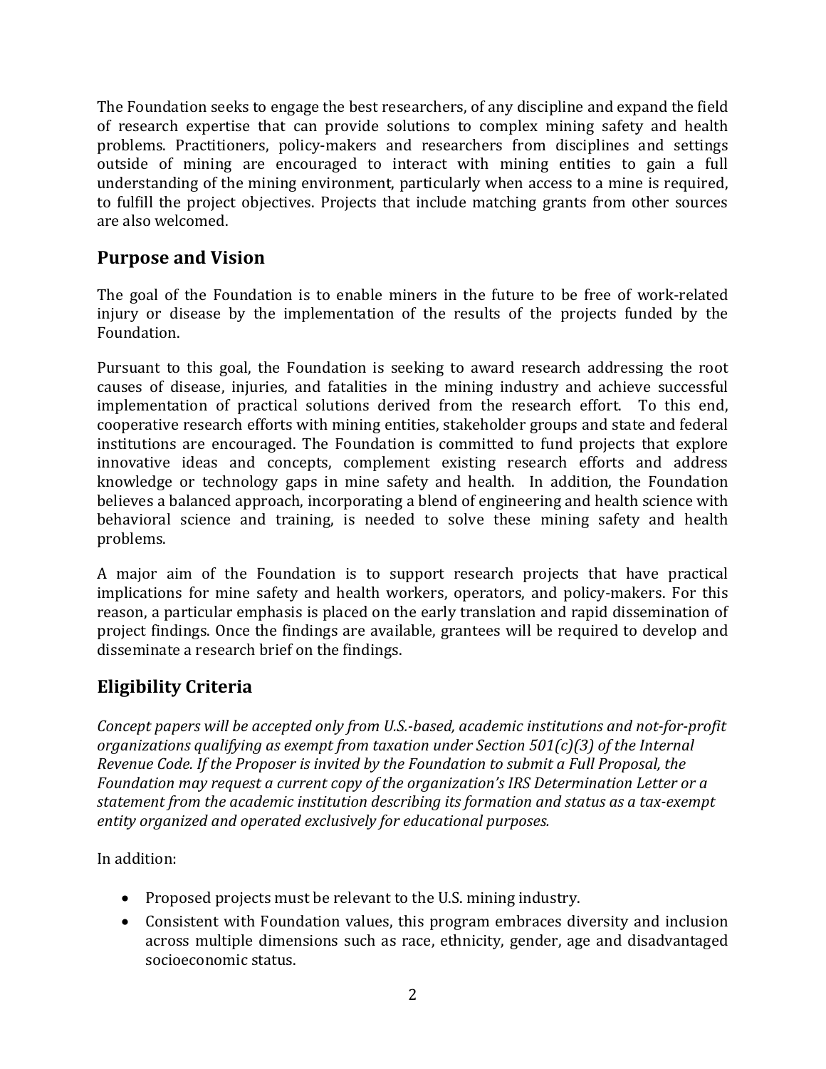The Foundation seeks to engage the best researchers, of any discipline and expand the field of research expertise that can provide solutions to complex mining safety and health problems. Practitioners, policy-makers and researchers from disciplines and settings outside of mining are encouraged to interact with mining entities to gain a full understanding of the mining environment, particularly when access to a mine is required, to fulfill the project objectives. Projects that include matching grants from other sources are also welcomed.

## Purpose and Vision

The goal of the Foundation is to enable miners in the future to be free of work-related injury or disease by the implementation of the results of the projects funded by the Foundation.

Pursuant to this goal, the Foundation is seeking to award research addressing the root causes of disease, injuries, and fatalities in the mining industry and achieve successful implementation of practical solutions derived from the research effort. To this end, cooperative research efforts with mining entities, stakeholder groups and state and federal institutions are encouraged. The Foundation is committed to fund projects that explore innovative ideas and concepts, complement existing research efforts and address knowledge or technology gaps in mine safety and health. In addition, the Foundation believes a balanced approach, incorporating a blend of engineering and health science with behavioral science and training, is needed to solve these mining safety and health problems.

A major aim of the Foundation is to support research projects that have practical implications for mine safety and health workers, operators, and policy-makers. For this reason, a particular emphasis is placed on the early translation and rapid dissemination of project findings. Once the findings are available, grantees will be required to develop and disseminate a research brief on the findings.

## Eligibility Criteria

*Concept papers will be accepted only from U.S.-based, academic institutions and not-for-profit organizations qualifying as exempt from taxation under Section 501(c)(3) of the Internal Revenue Code. If the Proposer is invited by the Foundation to submit a Full Proposal, the Foundation may request a current copy of the organization's IRS Determination Letter or a statement from the academic institution describing its formation and status as a tax-exempt entity organized and operated exclusively for educational purposes.*

In addition:

- Proposed projects must be relevant to the U.S. mining industry.
- Consistent with Foundation values, this program embraces diversity and inclusion across multiple dimensions such as race, ethnicity, gender, age and disadvantaged socioeconomic status.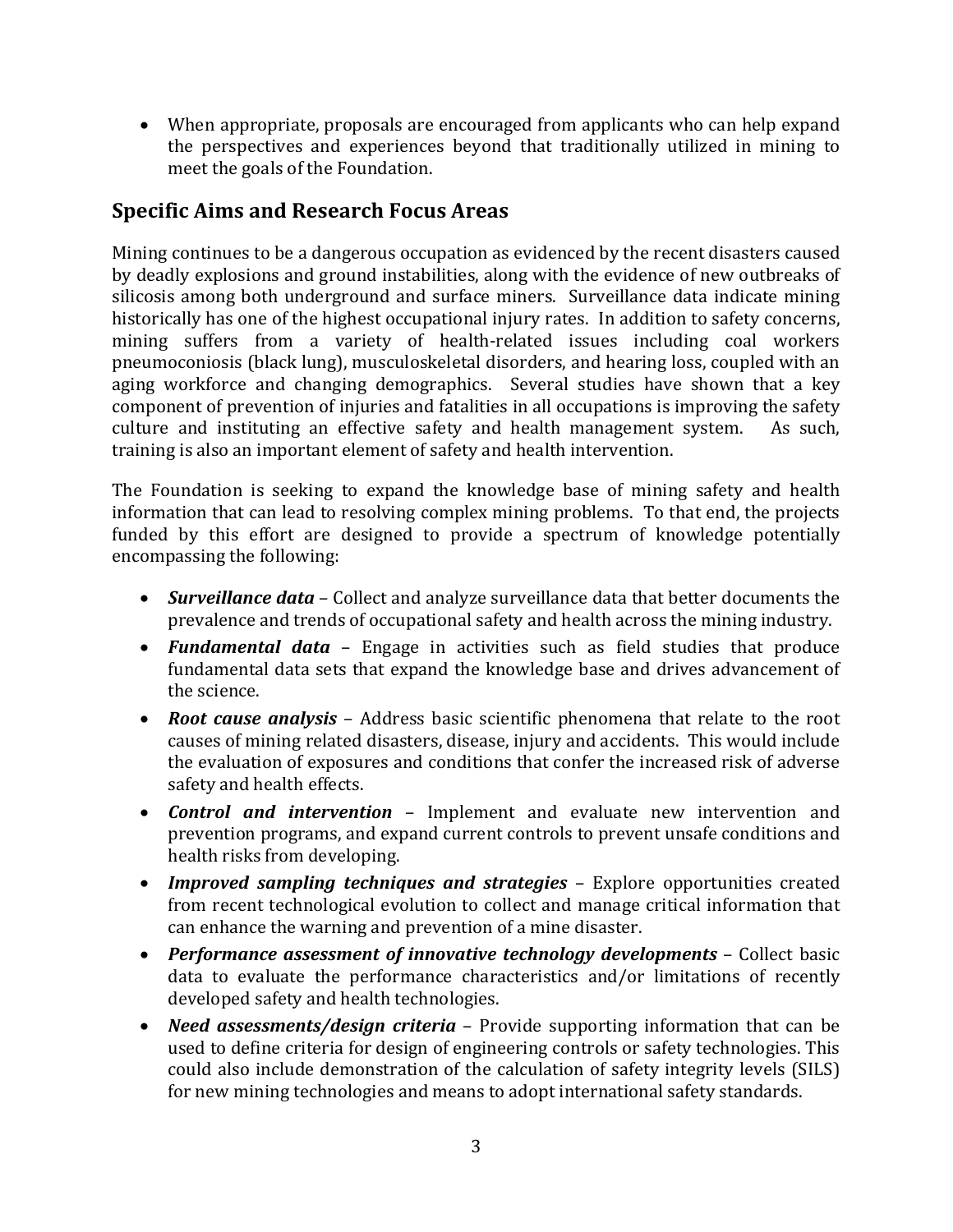- When appropriate, proposals are encouraged from applicants who can help expand the perspectives and experiences beyond that traditionally utilized in mining to meet the goals of the Foundation.

## Specific Aims and Research Focus Areas

Mining continues to be a dangerous occupation as evidenced by the recent disasters caused by deadly explosions and ground instabilities, along with the evidence of new outbreaks of silicosis among both underground and surface miners. Surveillance data indicate mining historically has one of the highest occupational injury rates. In addition to safety concerns, mining suffers from a variety of health-related issues including coal workers pneumoconiosis (black lung), musculoskeletal disorders, and hearing loss, coupled with an aging workforce and changing demographics. Several studies have shown that a key component of prevention of injuries and fatalities in all occupations is improving the safety culture and instituting an effective safety and health management system. As such, training is also an important element of safety and health intervention.

The Foundation is seeking to expand the knowledge base of mining safety and health information that can lead to resolving complex mining problems. To that end, the projects funded by this effort are designed to provide a spectrum of knowledge potentially encompassing the following:

- ***Surveillance data*** – Collect and analyze surveillance data that better documents the prevalence and trends of occupational safety and health across the mining industry.
- ***Fundamental data*** – Engage in activities such as field studies that produce fundamental data sets that expand the knowledge base and drives advancement of the science.
- ***Root cause analysis*** – Address basic scientific phenomena that relate to the root causes of mining related disasters, disease, injury and accidents. This would include the evaluation of exposures and conditions that confer the increased risk of adverse safety and health effects.
- ***Control and intervention*** – Implement and evaluate new intervention and prevention programs, and expand current controls to prevent unsafe conditions and health risks from developing.
- ***Improved sampling techniques and strategies*** – Explore opportunities created from recent technological evolution to collect and manage critical information that can enhance the warning and prevention of a mine disaster.
- ***Performance assessment of innovative technology developments*** – Collect basic data to evaluate the performance characteristics and/or limitations of recently developed safety and health technologies.
- ***Need assessments/design criteria*** – Provide supporting information that can be used to define criteria for design of engineering controls or safety technologies. This could also include demonstration of the calculation of safety integrity levels (SILS) for new mining technologies and means to adopt international safety standards.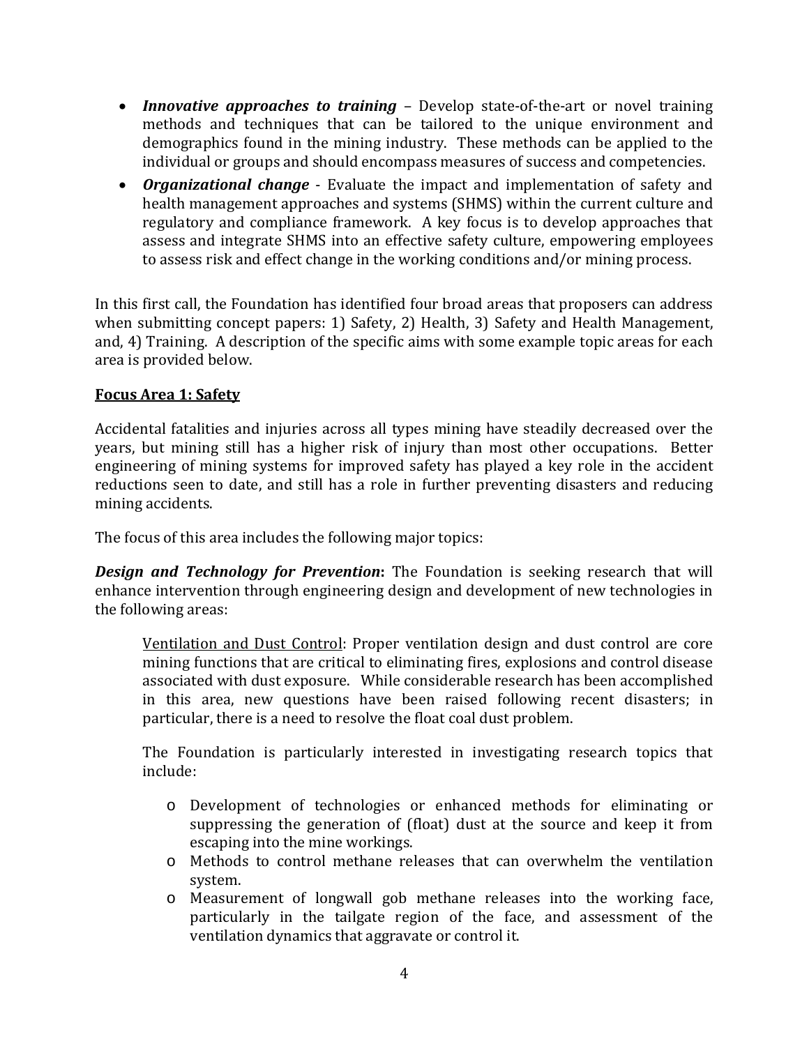- ***Innovative approaches to training*** – Develop state-of-the-art or novel training methods and techniques that can be tailored to the unique environment and demographics found in the mining industry. These methods can be applied to the individual or groups and should encompass measures of success and competencies.
- ***Organizational change*** - Evaluate the impact and implementation of safety and health management approaches and systems (SHMS) within the current culture and regulatory and compliance framework. A key focus is to develop approaches that assess and integrate SHMS into an effective safety culture, empowering employees to assess risk and effect change in the working conditions and/or mining process.

In this first call, the Foundation has identified four broad areas that proposers can address when submitting concept papers: 1) Safety, 2) Health, 3) Safety and Health Management, and, 4) Training. A description of the specific aims with some example topic areas for each area is provided below.

## Focus Area 1: Safety

Accidental fatalities and injuries across all types mining have steadily decreased over the years, but mining still has a higher risk of injury than most other occupations. Better engineering of mining systems for improved safety has played a key role in the accident reductions seen to date, and still has a role in further preventing disasters and reducing mining accidents.

The focus of this area includes the following major topics:

***Design and Technology for Prevention*****:** The Foundation is seeking research that will enhance intervention through engineering design and development of new technologies in the following areas:

<u>Ventilation and Dust Control</u>: Proper ventilation design and dust control are core mining functions that are critical to eliminating fires, explosions and control disease associated with dust exposure. While considerable research has been accomplished in this area, new questions have been raised following recent disasters; in particular, there is a need to resolve the float coal dust problem.

The Foundation is particularly interested in investigating research topics that include:

- Development of technologies or enhanced methods for eliminating or suppressing the generation of (float) dust at the source and keep it from escaping into the mine workings.
- Methods to control methane releases that can overwhelm the ventilation system.
- Measurement of longwall gob methane releases into the working face, particularly in the tailgate region of the face, and assessment of the ventilation dynamics that aggravate or control it.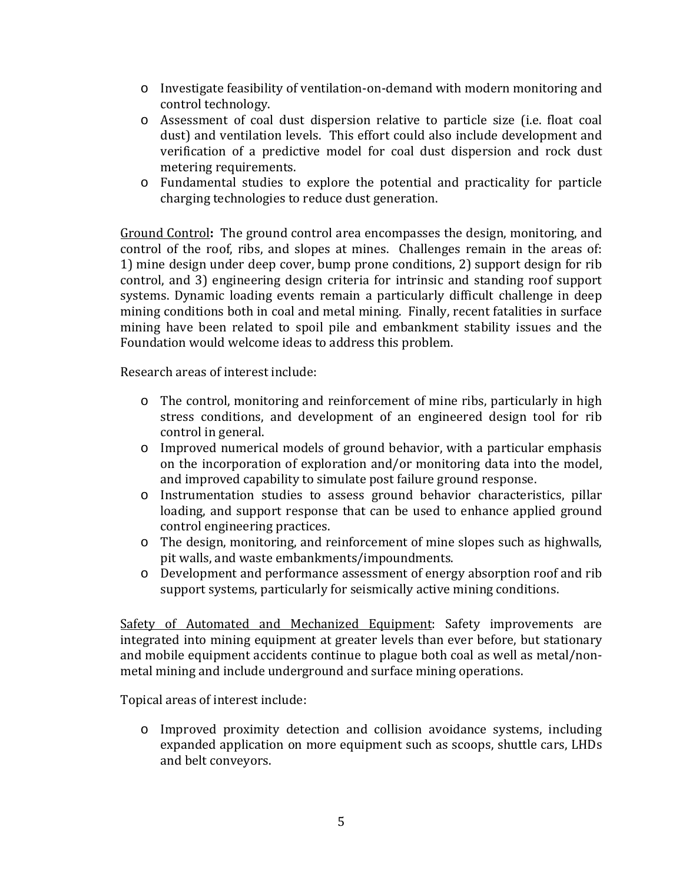- Investigate feasibility of ventilation-on-demand with modern monitoring and control technology.
- Assessment of coal dust dispersion relative to particle size (i.e. float coal dust) and ventilation levels. This effort could also include development and verification of a predictive model for coal dust dispersion and rock dust metering requirements.
- Fundamental studies to explore the potential and practicality for particle charging technologies to reduce dust generation.

<u>Ground Control</u>**:** The ground control area encompasses the design, monitoring, and control of the roof, ribs, and slopes at mines. Challenges remain in the areas of: 1) mine design under deep cover, bump prone conditions, 2) support design for rib control, and 3) engineering design criteria for intrinsic and standing roof support systems. Dynamic loading events remain a particularly difficult challenge in deep mining conditions both in coal and metal mining. Finally, recent fatalities in surface mining have been related to spoil pile and embankment stability issues and the Foundation would welcome ideas to address this problem.

Research areas of interest include:

- The control, monitoring and reinforcement of mine ribs, particularly in high stress conditions, and development of an engineered design tool for rib control in general.
- Improved numerical models of ground behavior, with a particular emphasis on the incorporation of exploration and/or monitoring data into the model, and improved capability to simulate post failure ground response.
- Instrumentation studies to assess ground behavior characteristics, pillar loading, and support response that can be used to enhance applied ground control engineering practices.
- The design, monitoring, and reinforcement of mine slopes such as highwalls, pit walls, and waste embankments/impoundments.
- Development and performance assessment of energy absorption roof and rib support systems, particularly for seismically active mining conditions.

<u>Safety of Automated and Mechanized Equipment</u>: Safety improvements are integrated into mining equipment at greater levels than ever before, but stationary and mobile equipment accidents continue to plague both coal as well as metal/non-metal mining and include underground and surface mining operations.

Topical areas of interest include:

- Improved proximity detection and collision avoidance systems, including expanded application on more equipment such as scoops, shuttle cars, LHDs and belt conveyors.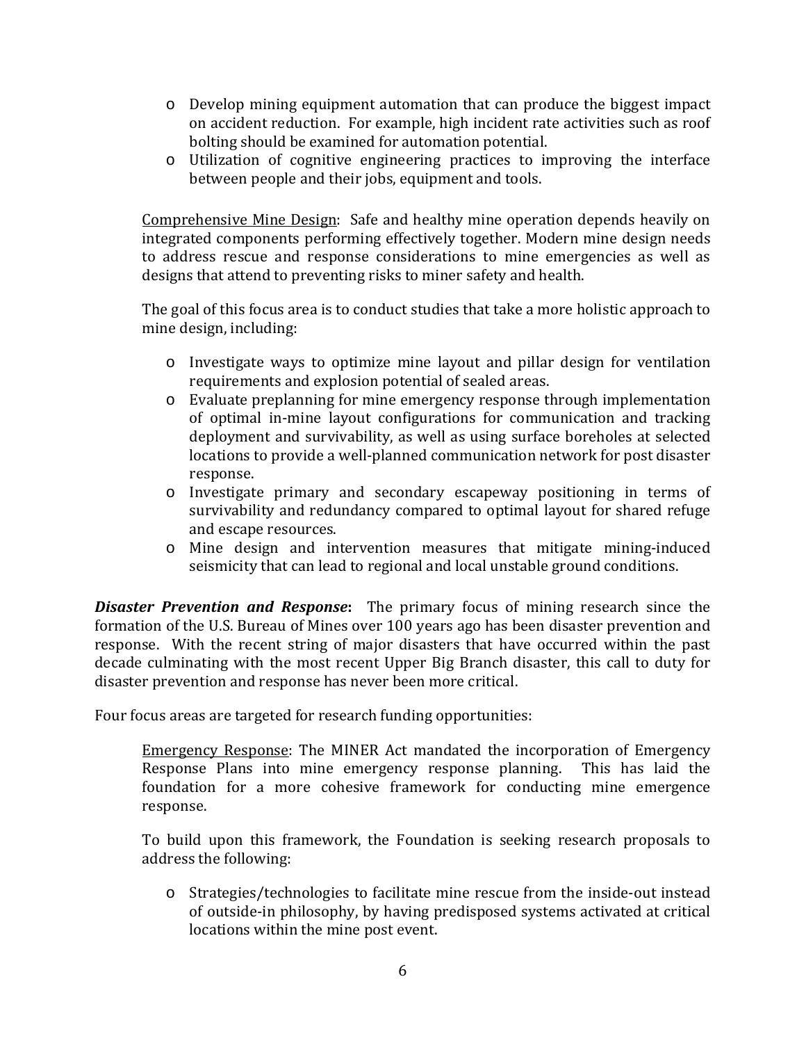- Develop mining equipment automation that can produce the biggest impact on accident reduction. For example, high incident rate activities such as roof bolting should be examined for automation potential.
- Utilization of cognitive engineering practices to improving the interface between people and their jobs, equipment and tools.

<u>Comprehensive Mine Design</u>: Safe and healthy mine operation depends heavily on integrated components performing effectively together. Modern mine design needs to address rescue and response considerations to mine emergencies as well as designs that attend to preventing risks to miner safety and health.

The goal of this focus area is to conduct studies that take a more holistic approach to mine design, including:

- Investigate ways to optimize mine layout and pillar design for ventilation requirements and explosion potential of sealed areas.
- Evaluate preplanning for mine emergency response through implementation of optimal in-mine layout configurations for communication and tracking deployment and survivability, as well as using surface boreholes at selected locations to provide a well-planned communication network for post disaster response.
- Investigate primary and secondary escapeway positioning in terms of survivability and redundancy compared to optimal layout for shared refuge and escape resources.
- Mine design and intervention measures that mitigate mining-induced seismicity that can lead to regional and local unstable ground conditions.

***Disaster Prevention and Response*:** The primary focus of mining research since the formation of the U.S. Bureau of Mines over 100 years ago has been disaster prevention and response. With the recent string of major disasters that have occurred within the past decade culminating with the most recent Upper Big Branch disaster, this call to duty for disaster prevention and response has never been more critical.

Four focus areas are targeted for research funding opportunities:

<u>Emergency Response</u>: The MINER Act mandated the incorporation of Emergency Response Plans into mine emergency response planning. This has laid the foundation for a more cohesive framework for conducting mine emergence response.

To build upon this framework, the Foundation is seeking research proposals to address the following:

- Strategies/technologies to facilitate mine rescue from the inside-out instead of outside-in philosophy, by having predisposed systems activated at critical locations within the mine post event.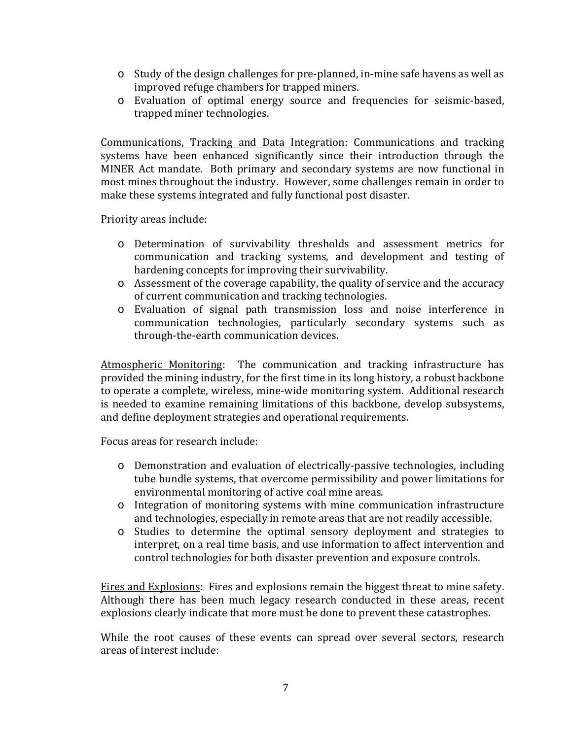- Study of the design challenges for pre-planned, in-mine safe havens as well as improved refuge chambers for trapped miners.
- Evaluation of optimal energy source and frequencies for seismic-based, trapped miner technologies.

<u>Communications, Tracking and Data Integration</u>: Communications and tracking systems have been enhanced significantly since their introduction through the MINER Act mandate. Both primary and secondary systems are now functional in most mines throughout the industry. However, some challenges remain in order to make these systems integrated and fully functional post disaster.

Priority areas include:

- Determination of survivability thresholds and assessment metrics for communication and tracking systems, and development and testing of hardening concepts for improving their survivability.
- Assessment of the coverage capability, the quality of service and the accuracy of current communication and tracking technologies.
- Evaluation of signal path transmission loss and noise interference in communication technologies, particularly secondary systems such as through-the-earth communication devices.

<u>Atmospheric Monitoring</u>: The communication and tracking infrastructure has provided the mining industry, for the first time in its long history, a robust backbone to operate a complete, wireless, mine-wide monitoring system. Additional research is needed to examine remaining limitations of this backbone, develop subsystems, and define deployment strategies and operational requirements.

Focus areas for research include:

- Demonstration and evaluation of electrically-passive technologies, including tube bundle systems, that overcome permissibility and power limitations for environmental monitoring of active coal mine areas.
- Integration of monitoring systems with mine communication infrastructure and technologies, especially in remote areas that are not readily accessible.
- Studies to determine the optimal sensory deployment and strategies to interpret, on a real time basis, and use information to affect intervention and control technologies for both disaster prevention and exposure controls.

<u>Fires and Explosions</u>: Fires and explosions remain the biggest threat to mine safety. Although there has been much legacy research conducted in these areas, recent explosions clearly indicate that more must be done to prevent these catastrophes.

While the root causes of these events can spread over several sectors, research areas of interest include: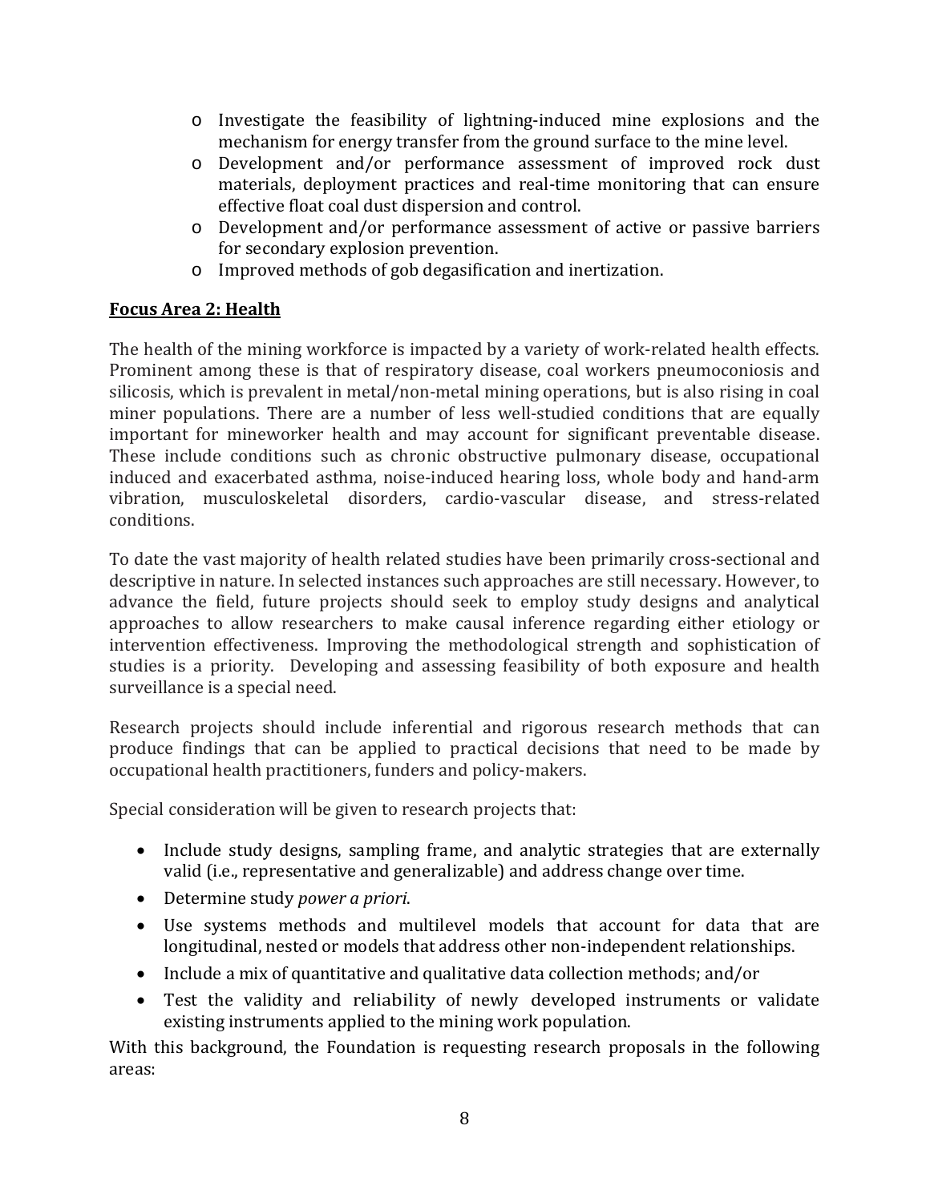- Investigate the feasibility of lightning-induced mine explosions and the mechanism for energy transfer from the ground surface to the mine level.
- Development and/or performance assessment of improved rock dust materials, deployment practices and real-time monitoring that can ensure effective float coal dust dispersion and control.
- Development and/or performance assessment of active or passive barriers for secondary explosion prevention.
- Improved methods of gob degasification and inertization.

## Focus Area 2: Health

The health of the mining workforce is impacted by a variety of work-related health effects. Prominent among these is that of respiratory disease, coal workers pneumoconiosis and silicosis, which is prevalent in metal/non-metal mining operations, but is also rising in coal miner populations. There are a number of less well-studied conditions that are equally important for mineworker health and may account for significant preventable disease. These include conditions such as chronic obstructive pulmonary disease, occupational induced and exacerbated asthma, noise-induced hearing loss, whole body and hand-arm vibration, musculoskeletal disorders, cardio-vascular disease, and stress-related conditions.

To date the vast majority of health related studies have been primarily cross-sectional and descriptive in nature. In selected instances such approaches are still necessary. However, to advance the field, future projects should seek to employ study designs and analytical approaches to allow researchers to make causal inference regarding either etiology or intervention effectiveness. Improving the methodological strength and sophistication of studies is a priority. Developing and assessing feasibility of both exposure and health surveillance is a special need.

Research projects should include inferential and rigorous research methods that can produce findings that can be applied to practical decisions that need to be made by occupational health practitioners, funders and policy-makers.

Special consideration will be given to research projects that:

- Include study designs, sampling frame, and analytic strategies that are externally valid (i.e., representative and generalizable) and address change over time.
- Determine study *power a priori*.
- Use systems methods and multilevel models that account for data that are longitudinal, nested or models that address other non-independent relationships.
- Include a mix of quantitative and qualitative data collection methods; and/or
- Test the validity and reliability of newly developed instruments or validate existing instruments applied to the mining work population.

With this background, the Foundation is requesting research proposals in the following areas: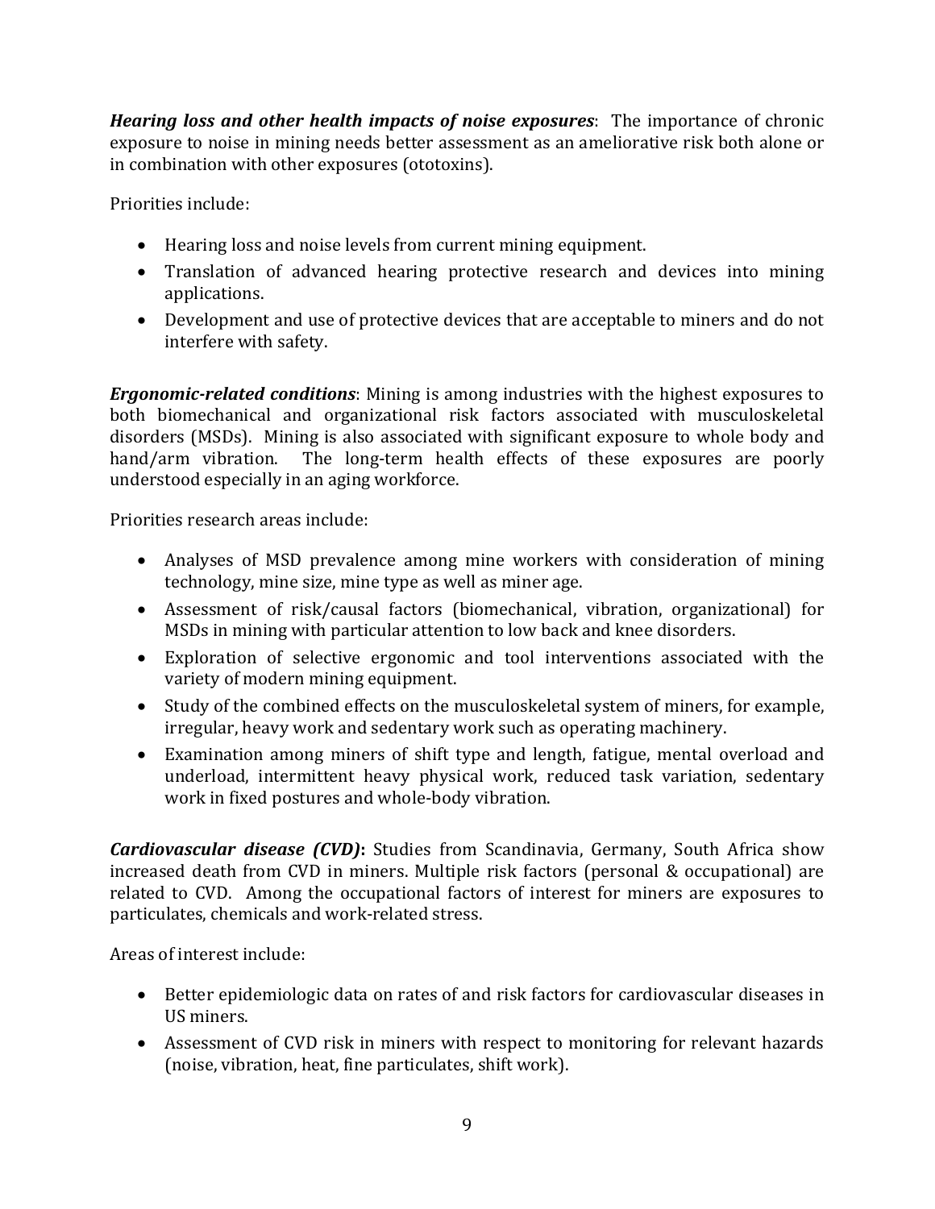***Hearing loss and other health impacts of noise exposures***: The importance of chronic exposure to noise in mining needs better assessment as an ameliorative risk both alone or in combination with other exposures (ototoxins).

Priorities include:

- Hearing loss and noise levels from current mining equipment.
- Translation of advanced hearing protective research and devices into mining applications.
- Development and use of protective devices that are acceptable to miners and do not interfere with safety.

***Ergonomic-related conditions***: Mining is among industries with the highest exposures to both biomechanical and organizational risk factors associated with musculoskeletal disorders (MSDs). Mining is also associated with significant exposure to whole body and hand/arm vibration. The long-term health effects of these exposures are poorly understood especially in an aging workforce.

Priorities research areas include:

- Analyses of MSD prevalence among mine workers with consideration of mining technology, mine size, mine type as well as miner age.
- Assessment of risk/causal factors (biomechanical, vibration, organizational) for MSDs in mining with particular attention to low back and knee disorders.
- Exploration of selective ergonomic and tool interventions associated with the variety of modern mining equipment.
- Study of the combined effects on the musculoskeletal system of miners, for example, irregular, heavy work and sedentary work such as operating machinery.
- Examination among miners of shift type and length, fatigue, mental overload and underload, intermittent heavy physical work, reduced task variation, sedentary work in fixed postures and whole-body vibration.

***Cardiovascular disease (CVD)*:** Studies from Scandinavia, Germany, South Africa show increased death from CVD in miners. Multiple risk factors (personal & occupational) are related to CVD. Among the occupational factors of interest for miners are exposures to particulates, chemicals and work-related stress.

Areas of interest include:

- Better epidemiologic data on rates of and risk factors for cardiovascular diseases in US miners.
- Assessment of CVD risk in miners with respect to monitoring for relevant hazards (noise, vibration, heat, fine particulates, shift work).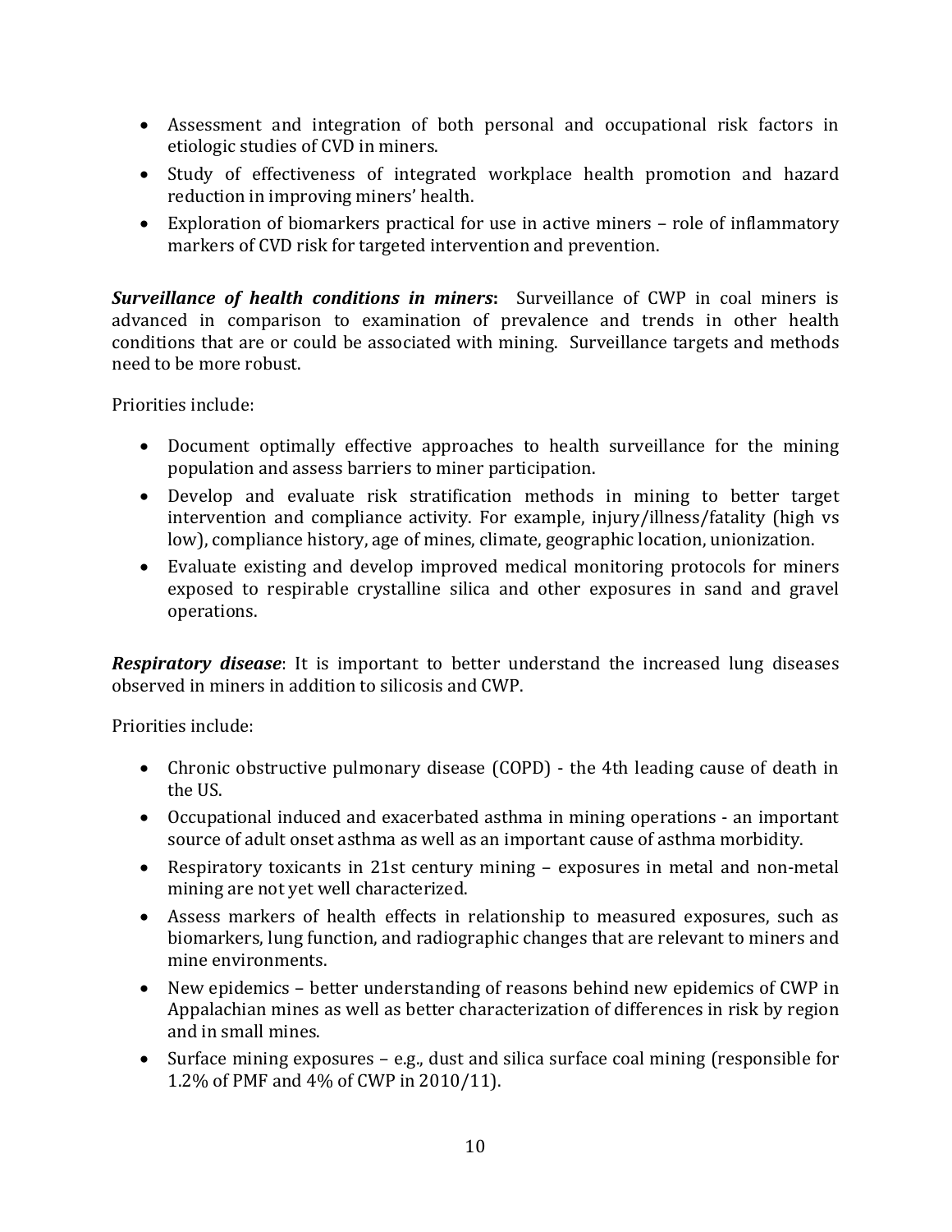- Assessment and integration of both personal and occupational risk factors in etiologic studies of CVD in miners.
- Study of effectiveness of integrated workplace health promotion and hazard reduction in improving miners' health.
- Exploration of biomarkers practical for use in active miners – role of inflammatory markers of CVD risk for targeted intervention and prevention.

***Surveillance of health conditions in miners*:** Surveillance of CWP in coal miners is advanced in comparison to examination of prevalence and trends in other health conditions that are or could be associated with mining. Surveillance targets and methods need to be more robust.

Priorities include:

- Document optimally effective approaches to health surveillance for the mining population and assess barriers to miner participation.
- Develop and evaluate risk stratification methods in mining to better target intervention and compliance activity. For example, injury/illness/fatality (high vs low), compliance history, age of mines, climate, geographic location, unionization.
- Evaluate existing and develop improved medical monitoring protocols for miners exposed to respirable crystalline silica and other exposures in sand and gravel operations.

***Respiratory disease***: It is important to better understand the increased lung diseases observed in miners in addition to silicosis and CWP.

Priorities include:

- Chronic obstructive pulmonary disease (COPD) - the 4th leading cause of death in the US.
- Occupational induced and exacerbated asthma in mining operations - an important source of adult onset asthma as well as an important cause of asthma morbidity.
- Respiratory toxicants in 21st century mining – exposures in metal and non-metal mining are not yet well characterized.
- Assess markers of health effects in relationship to measured exposures, such as biomarkers, lung function, and radiographic changes that are relevant to miners and mine environments.
- New epidemics – better understanding of reasons behind new epidemics of CWP in Appalachian mines as well as better characterization of differences in risk by region and in small mines.
- Surface mining exposures – e.g., dust and silica surface coal mining (responsible for 1.2% of PMF and 4% of CWP in 2010/11).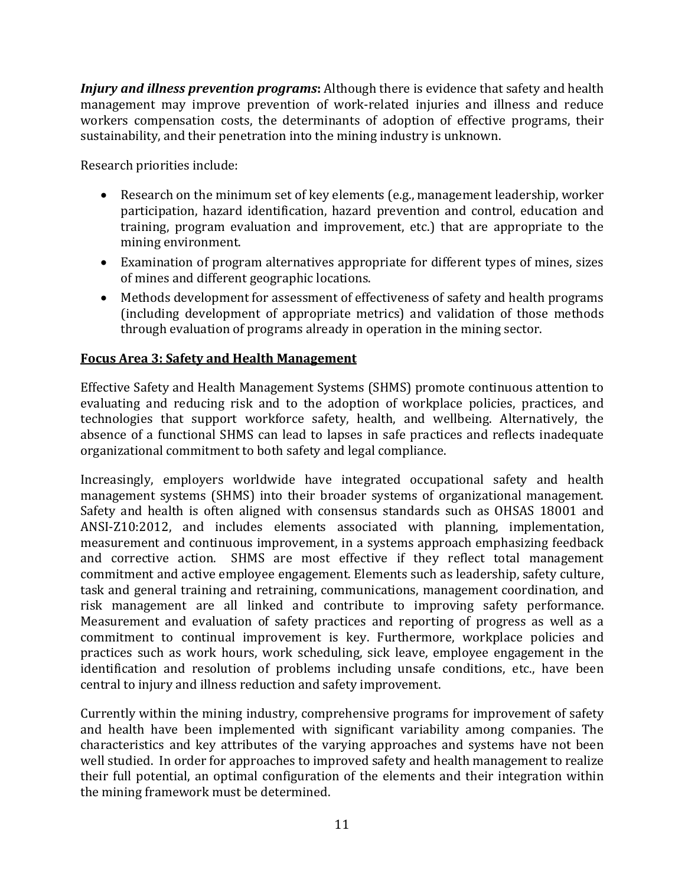***Injury and illness prevention programs*:** Although there is evidence that safety and health management may improve prevention of work-related injuries and illness and reduce workers compensation costs, the determinants of adoption of effective programs, their sustainability, and their penetration into the mining industry is unknown.

Research priorities include:

- Research on the minimum set of key elements (e.g., management leadership, worker participation, hazard identification, hazard prevention and control, education and training, program evaluation and improvement, etc.) that are appropriate to the mining environment.
- Examination of program alternatives appropriate for different types of mines, sizes of mines and different geographic locations.
- Methods development for assessment of effectiveness of safety and health programs (including development of appropriate metrics) and validation of those methods through evaluation of programs already in operation in the mining sector.

## Focus Area 3: Safety and Health Management

Effective Safety and Health Management Systems (SHMS) promote continuous attention to evaluating and reducing risk and to the adoption of workplace policies, practices, and technologies that support workforce safety, health, and wellbeing. Alternatively, the absence of a functional SHMS can lead to lapses in safe practices and reflects inadequate organizational commitment to both safety and legal compliance.

Increasingly, employers worldwide have integrated occupational safety and health management systems (SHMS) into their broader systems of organizational management. Safety and health is often aligned with consensus standards such as OHSAS 18001 and ANSI-Z10:2012, and includes elements associated with planning, implementation, measurement and continuous improvement, in a systems approach emphasizing feedback and corrective action. SHMS are most effective if they reflect total management commitment and active employee engagement. Elements such as leadership, safety culture, task and general training and retraining, communications, management coordination, and risk management are all linked and contribute to improving safety performance. Measurement and evaluation of safety practices and reporting of progress as well as a commitment to continual improvement is key. Furthermore, workplace policies and practices such as work hours, work scheduling, sick leave, employee engagement in the identification and resolution of problems including unsafe conditions, etc., have been central to injury and illness reduction and safety improvement.

Currently within the mining industry, comprehensive programs for improvement of safety and health have been implemented with significant variability among companies. The characteristics and key attributes of the varying approaches and systems have not been well studied. In order for approaches to improved safety and health management to realize their full potential, an optimal configuration of the elements and their integration within the mining framework must be determined.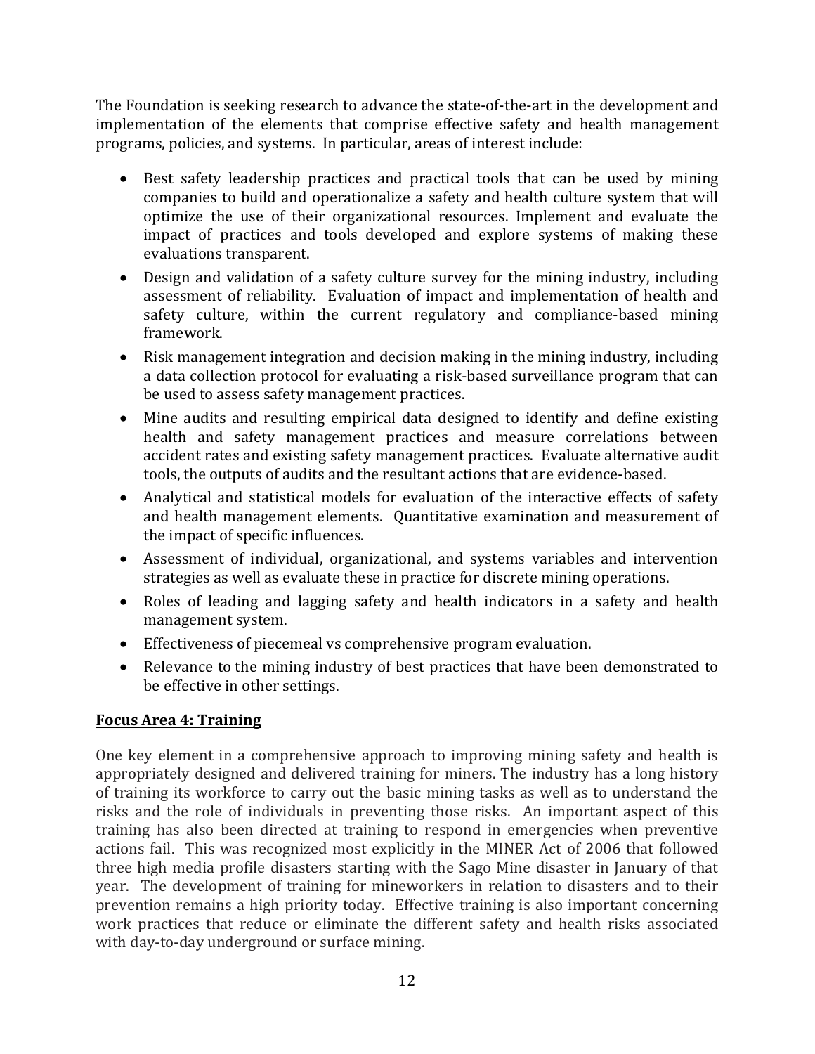The Foundation is seeking research to advance the state-of-the-art in the development and implementation of the elements that comprise effective safety and health management programs, policies, and systems. In particular, areas of interest include:

- Best safety leadership practices and practical tools that can be used by mining companies to build and operationalize a safety and health culture system that will optimize the use of their organizational resources. Implement and evaluate the impact of practices and tools developed and explore systems of making these evaluations transparent.
- Design and validation of a safety culture survey for the mining industry, including assessment of reliability. Evaluation of impact and implementation of health and safety culture, within the current regulatory and compliance-based mining framework.
- Risk management integration and decision making in the mining industry, including a data collection protocol for evaluating a risk-based surveillance program that can be used to assess safety management practices.
- Mine audits and resulting empirical data designed to identify and define existing health and safety management practices and measure correlations between accident rates and existing safety management practices. Evaluate alternative audit tools, the outputs of audits and the resultant actions that are evidence-based.
- Analytical and statistical models for evaluation of the interactive effects of safety and health management elements. Quantitative examination and measurement of the impact of specific influences.
- Assessment of individual, organizational, and systems variables and intervention strategies as well as evaluate these in practice for discrete mining operations.
- Roles of leading and lagging safety and health indicators in a safety and health management system.
- Effectiveness of piecemeal vs comprehensive program evaluation.
- Relevance to the mining industry of best practices that have been demonstrated to be effective in other settings.

## Focus Area 4: Training

One key element in a comprehensive approach to improving mining safety and health is appropriately designed and delivered training for miners. The industry has a long history of training its workforce to carry out the basic mining tasks as well as to understand the risks and the role of individuals in preventing those risks. An important aspect of this training has also been directed at training to respond in emergencies when preventive actions fail. This was recognized most explicitly in the MINER Act of 2006 that followed three high media profile disasters starting with the Sago Mine disaster in January of that year. The development of training for mineworkers in relation to disasters and to their prevention remains a high priority today. Effective training is also important concerning work practices that reduce or eliminate the different safety and health risks associated with day-to-day underground or surface mining.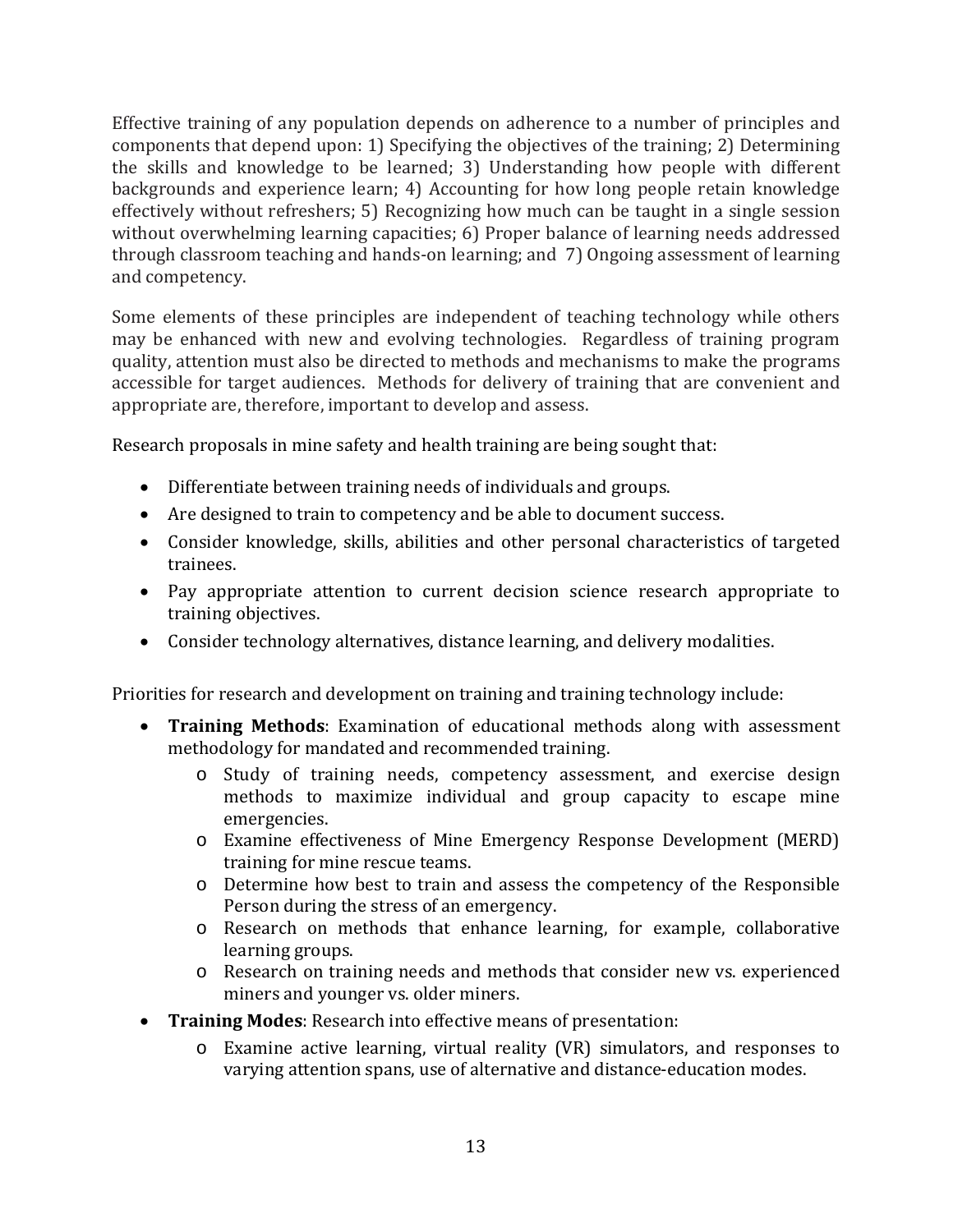Effective training of any population depends on adherence to a number of principles and components that depend upon: 1) Specifying the objectives of the training; 2) Determining the skills and knowledge to be learned; 3) Understanding how people with different backgrounds and experience learn; 4) Accounting for how long people retain knowledge effectively without refreshers; 5) Recognizing how much can be taught in a single session without overwhelming learning capacities; 6) Proper balance of learning needs addressed through classroom teaching and hands-on learning; and 7) Ongoing assessment of learning and competency.

Some elements of these principles are independent of teaching technology while others may be enhanced with new and evolving technologies. Regardless of training program quality, attention must also be directed to methods and mechanisms to make the programs accessible for target audiences. Methods for delivery of training that are convenient and appropriate are, therefore, important to develop and assess.

Research proposals in mine safety and health training are being sought that:

- Differentiate between training needs of individuals and groups.
- Are designed to train to competency and be able to document success.
- Consider knowledge, skills, abilities and other personal characteristics of targeted trainees.
- Pay appropriate attention to current decision science research appropriate to training objectives.
- Consider technology alternatives, distance learning, and delivery modalities.

Priorities for research and development on training and training technology include:

- **Training Methods**: Examination of educational methods along with assessment methodology for mandated and recommended training.
  - Study of training needs, competency assessment, and exercise design methods to maximize individual and group capacity to escape mine emergencies.
  - Examine effectiveness of Mine Emergency Response Development (MERD) training for mine rescue teams.
  - Determine how best to train and assess the competency of the Responsible Person during the stress of an emergency.
  - Research on methods that enhance learning, for example, collaborative learning groups.
  - Research on training needs and methods that consider new vs. experienced miners and younger vs. older miners.
- **Training Modes**: Research into effective means of presentation:
  - Examine active learning, virtual reality (VR) simulators, and responses to varying attention spans, use of alternative and distance-education modes.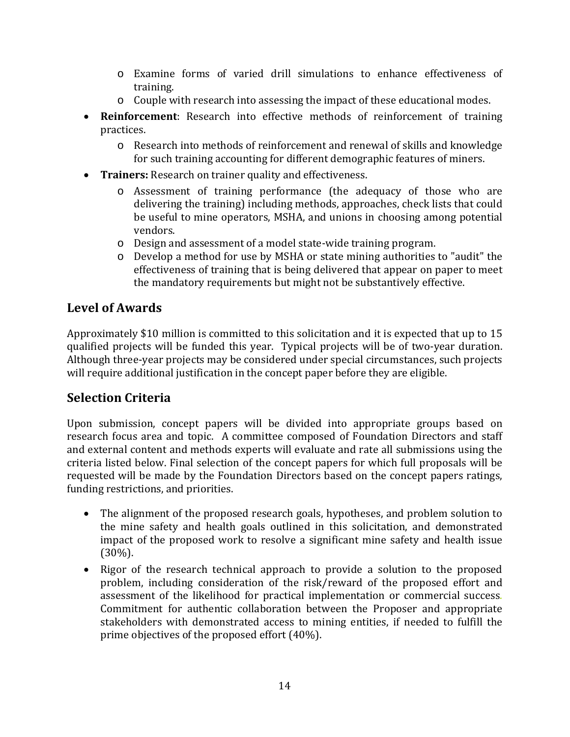- Examine forms of varied drill simulations to enhance effectiveness of training.
    - Couple with research into assessing the impact of these educational modes.
- **Reinforcement**: Research into effective methods of reinforcement of training practices.
    - Research into methods of reinforcement and renewal of skills and knowledge for such training accounting for different demographic features of miners.
- **Trainers:** Research on trainer quality and effectiveness.
    - Assessment of training performance (the adequacy of those who are delivering the training) including methods, approaches, check lists that could be useful to mine operators, MSHA, and unions in choosing among potential vendors.
    - Design and assessment of a model state-wide training program.
    - Develop a method for use by MSHA or state mining authorities to "audit" the effectiveness of training that is being delivered that appear on paper to meet the mandatory requirements but might not be substantively effective.

## Level of Awards

Approximately $10 million is committed to this solicitation and it is expected that up to 15 qualified projects will be funded this year. Typical projects will be of two-year duration. Although three-year projects may be considered under special circumstances, such projects will require additional justification in the concept paper before they are eligible.

## Selection Criteria

Upon submission, concept papers will be divided into appropriate groups based on research focus area and topic. A committee composed of Foundation Directors and staff and external content and methods experts will evaluate and rate all submissions using the criteria listed below. Final selection of the concept papers for which full proposals will be requested will be made by the Foundation Directors based on the concept papers ratings, funding restrictions, and priorities.

- The alignment of the proposed research goals, hypotheses, and problem solution to the mine safety and health goals outlined in this solicitation, and demonstrated impact of the proposed work to resolve a significant mine safety and health issue (30%).
- Rigor of the research technical approach to provide a solution to the proposed problem, including consideration of the risk/reward of the proposed effort and assessment of the likelihood for practical implementation or commercial success. Commitment for authentic collaboration between the Proposer and appropriate stakeholders with demonstrated access to mining entities, if needed to fulfill the prime objectives of the proposed effort (40%).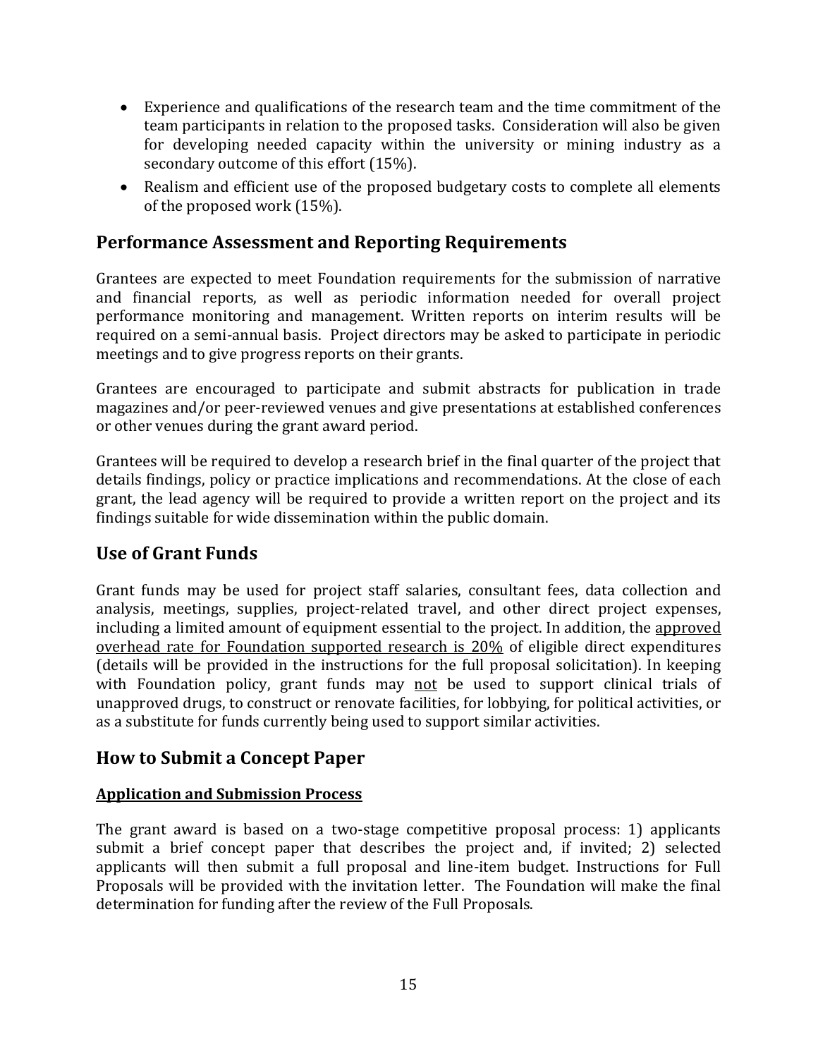- Experience and qualifications of the research team and the time commitment of the team participants in relation to the proposed tasks. Consideration will also be given for developing needed capacity within the university or mining industry as a secondary outcome of this effort (15%).
- Realism and efficient use of the proposed budgetary costs to complete all elements of the proposed work (15%).

## Performance Assessment and Reporting Requirements

Grantees are expected to meet Foundation requirements for the submission of narrative and financial reports, as well as periodic information needed for overall project performance monitoring and management. Written reports on interim results will be required on a semi-annual basis. Project directors may be asked to participate in periodic meetings and to give progress reports on their grants.

Grantees are encouraged to participate and submit abstracts for publication in trade magazines and/or peer-reviewed venues and give presentations at established conferences or other venues during the grant award period.

Grantees will be required to develop a research brief in the final quarter of the project that details findings, policy or practice implications and recommendations. At the close of each grant, the lead agency will be required to provide a written report on the project and its findings suitable for wide dissemination within the public domain.

## Use of Grant Funds

Grant funds may be used for project staff salaries, consultant fees, data collection and analysis, meetings, supplies, project-related travel, and other direct project expenses, including a limited amount of equipment essential to the project. In addition, the <u>approved overhead rate for Foundation supported research is 20%</u> of eligible direct expenditures (details will be provided in the instructions for the full proposal solicitation). In keeping with Foundation policy, grant funds may <u>not</u> be used to support clinical trials of unapproved drugs, to construct or renovate facilities, for lobbying, for political activities, or as a substitute for funds currently being used to support similar activities.

## How to Submit a Concept Paper

### <u>Application and Submission Process</u>

The grant award is based on a two-stage competitive proposal process: 1) applicants submit a brief concept paper that describes the project and, if invited; 2) selected applicants will then submit a full proposal and line-item budget. Instructions for Full Proposals will be provided with the invitation letter. The Foundation will make the final determination for funding after the review of the Full Proposals.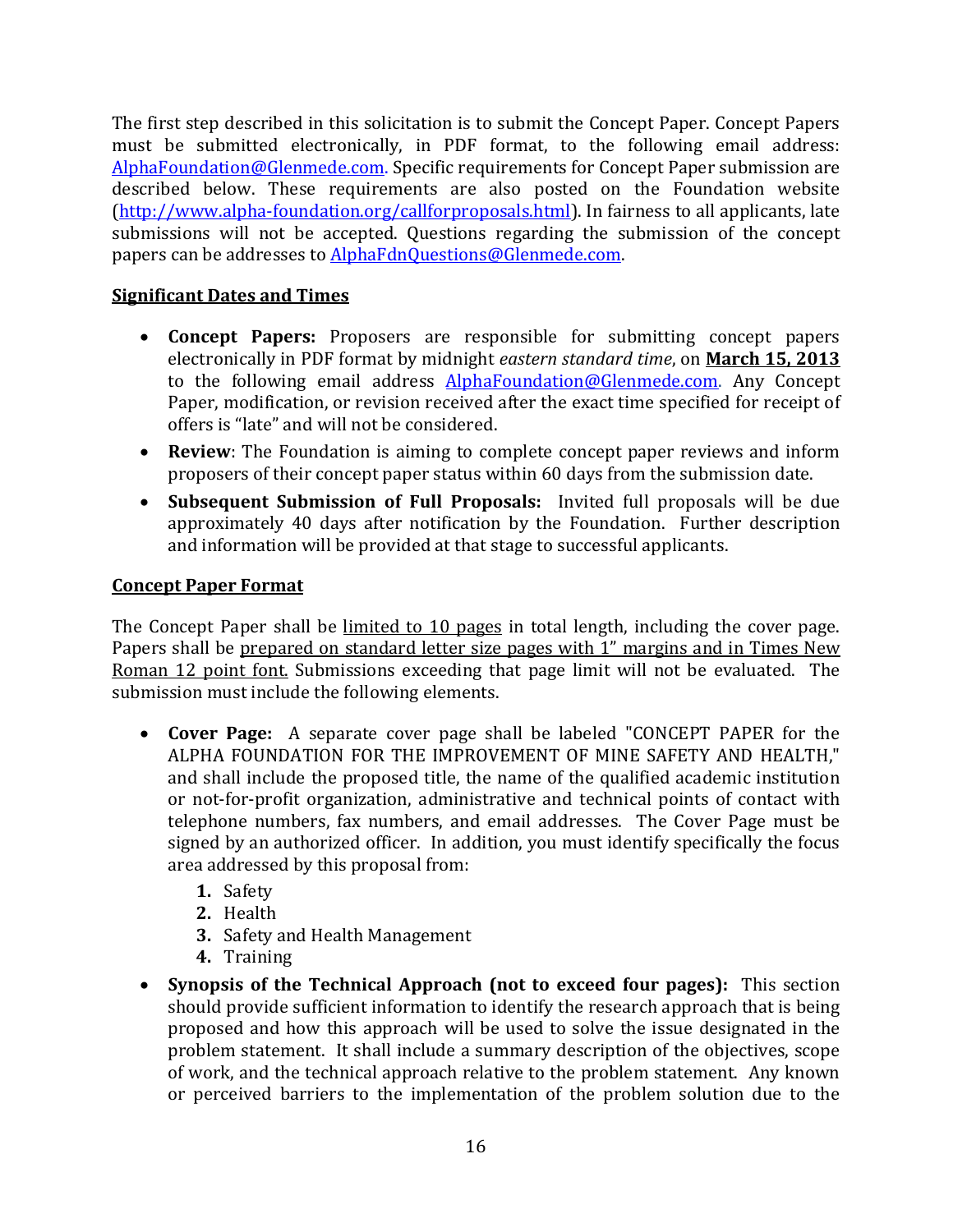The first step described in this solicitation is to submit the Concept Paper. Concept Papers must be submitted electronically, in PDF format, to the following email address: AlphaFoundation@Glenmede.com. Specific requirements for Concept Paper submission are described below. These requirements are also posted on the Foundation website (http://www.alpha-foundation.org/callforproposals.html). In fairness to all applicants, late submissions will not be accepted. Questions regarding the submission of the concept papers can be addresses to AlphaFdnQuestions@Glenmede.com.

**Significant Dates and Times**

- **Concept Papers:** Proposers are responsible for submitting concept papers electronically in PDF format by midnight *eastern standard time*, on **March 15, 2013** to the following email address AlphaFoundation@Glenmede.com. Any Concept Paper, modification, or revision received after the exact time specified for receipt of offers is "late" and will not be considered.
- **Review**: The Foundation is aiming to complete concept paper reviews and inform proposers of their concept paper status within 60 days from the submission date.
- **Subsequent Submission of Full Proposals:** Invited full proposals will be due approximately 40 days after notification by the Foundation. Further description and information will be provided at that stage to successful applicants.

**Concept Paper Format**

The Concept Paper shall be limited to 10 pages in total length, including the cover page. Papers shall be prepared on standard letter size pages with 1" margins and in Times New Roman 12 point font. Submissions exceeding that page limit will not be evaluated. The submission must include the following elements.

- **Cover Page:** A separate cover page shall be labeled "CONCEPT PAPER for the ALPHA FOUNDATION FOR THE IMPROVEMENT OF MINE SAFETY AND HEALTH," and shall include the proposed title, the name of the qualified academic institution or not-for-profit organization, administrative and technical points of contact with telephone numbers, fax numbers, and email addresses. The Cover Page must be signed by an authorized officer. In addition, you must identify specifically the focus area addressed by this proposal from:
  1. Safety
  2. Health
  3. Safety and Health Management
  4. Training
- **Synopsis of the Technical Approach (not to exceed four pages):** This section should provide sufficient information to identify the research approach that is being proposed and how this approach will be used to solve the issue designated in the problem statement. It shall include a summary description of the objectives, scope of work, and the technical approach relative to the problem statement. Any known or perceived barriers to the implementation of the problem solution due to the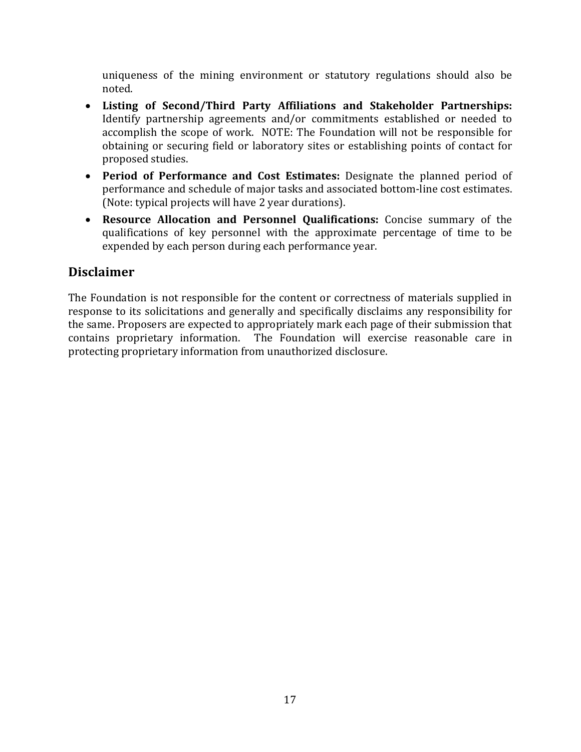uniqueness of the mining environment or statutory regulations should also be noted.

- **Listing of Second/Third Party Affiliations and Stakeholder Partnerships:** Identify partnership agreements and/or commitments established or needed to accomplish the scope of work. NOTE: The Foundation will not be responsible for obtaining or securing field or laboratory sites or establishing points of contact for proposed studies.
- **Period of Performance and Cost Estimates:** Designate the planned period of performance and schedule of major tasks and associated bottom-line cost estimates. (Note: typical projects will have 2 year durations).
- **Resource Allocation and Personnel Qualifications:** Concise summary of the qualifications of key personnel with the approximate percentage of time to be expended by each person during each performance year.

## Disclaimer

The Foundation is not responsible for the content or correctness of materials supplied in response to its solicitations and generally and specifically disclaims any responsibility for the same. Proposers are expected to appropriately mark each page of their submission that contains proprietary information. The Foundation will exercise reasonable care in protecting proprietary information from unauthorized disclosure.